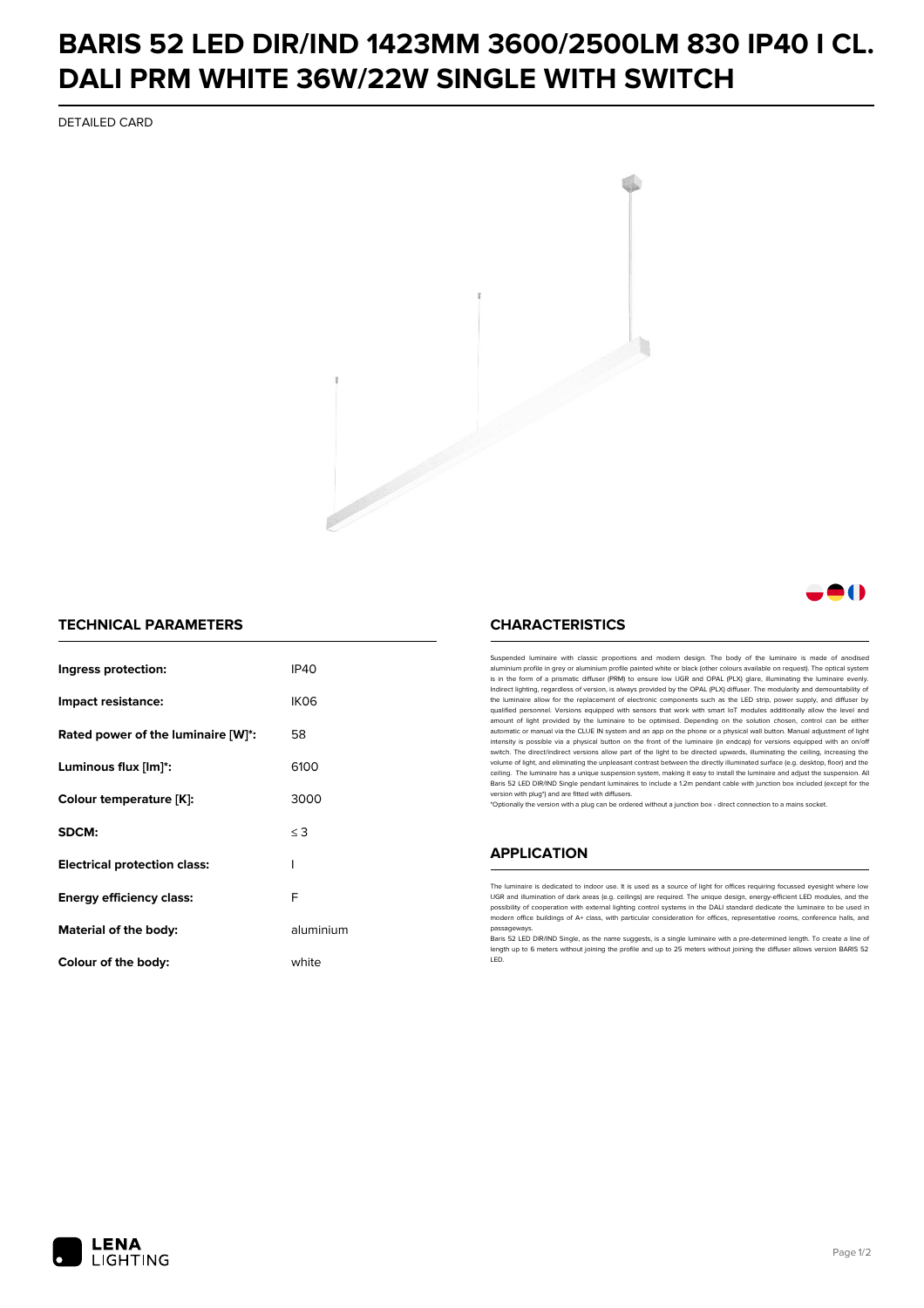# BARIS 52 LED DIR/IND 1423MM 3600/2500LM 830 IP40 I CL. DALI PRM WHITE 36W/22W SINGLE WITH SWITCH

DETAILED CARD

## TECHNICAL PARAMETERS

| | |
|---|---|
| **Ingress protection:** | IP40 |
| **Impact resistance:** | IK06 |
| **Rated power of the luminaire [W]*:** | 58 |
| **Luminous flux [lm]*:** | 6100 |
| **Colour temperature [K]:** | 3000 |
| **SDCM:** | ≤ 3 |
| **Electrical protection class:** | I |
| **Energy efficiency class:** | F |
| **Material of the body:** | aluminium |
| **Colour of the body:** | white |

## CHARACTERISTICS

Suspended luminaire with classic proportions and modern design. The body of the luminaire is made of anodised aluminium profile in grey or aluminium profile painted white or black (other colours available on request). The optical system is in the form of a prismatic diffuser (PRM) to ensure low UGR and OPAL (PLX) glare, illuminating the luminaire evenly. Indirect lighting, regardless of version, is always provided by the OPAL (PLX) diffuser. The modularity and demountability of the luminaire allow for the replacement of electronic components such as the LED strip, power supply, and diffuser by qualified personnel. Versions equipped with sensors that work with smart IoT modules additionally allow the level and amount of light provided by the luminaire to be optimised. Depending on the solution chosen, control can be either automatic or manual via the CLUE IN system and an app on the phone or a physical wall button. Manual adjustment of light intensity is possible via a physical button on the front of the luminaire (in endcap) for versions equipped with an on/off switch. The direct/indirect versions allow part of the light to be directed upwards, illuminating the ceiling, increasing the volume of light, and eliminating the unpleasant contrast between the directly illuminated surface (e.g. desktop, floor) and the ceiling. The luminaire has a unique suspension system, making it easy to install the luminaire and adjust the suspension. All Baris 52 LED DIR/IND Single pendant luminaires to include a 1.2m pendant cable with junction box included (except for the version with plug*) and are fitted with diffusers.

*Optionally the version with a plug can be ordered without a junction box - direct connection to a mains socket.

## APPLICATION

The luminaire is dedicated to indoor use. It is used as a source of light for offices requiring focussed eyesight where low UGR and illumination of dark areas (e.g. ceilings) are required. The unique design, energy-efficient LED modules, and the possibility of cooperation with external lighting control systems in the DALI standard dedicate the luminaire to be used in modern office buildings of A+ class, with particular consideration for offices, representative rooms, conference halls, and passageways.

Baris 52 LED DIR/IND Single, as the name suggests, is a single luminaire with a pre-determined length. To create a line of length up to 6 meters without joining the profile and up to 25 meters without joining the diffuser allows version BARIS 52 LED.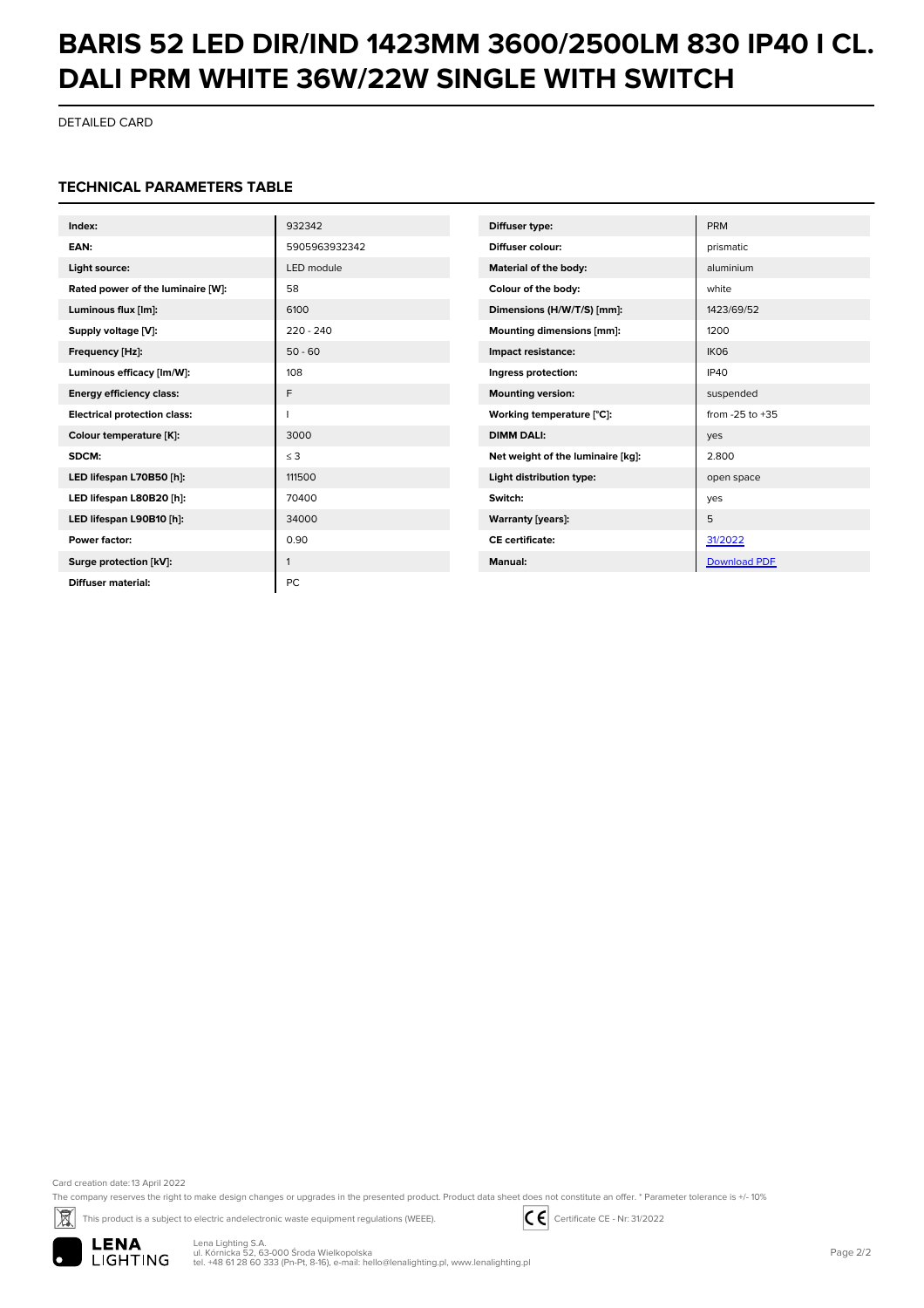# BARIS 52 LED DIR/IND 1423MM 3600/2500LM 830 IP40 I CL. DALI PRM WHITE 36W/22W SINGLE WITH SWITCH

DETAILED CARD

### TECHNICAL PARAMETERS TABLE

| | |
|---|---|
| **Index:** | 932342 |
| **EAN:** | 5905963932342 |
| **Light source:** | LED module |
| **Rated power of the luminaire [W]:** | 58 |
| **Luminous flux [lm]:** | 6100 |
| **Supply voltage [V]:** | 220 - 240 |
| **Frequency [Hz]:** | 50 - 60 |
| **Luminous efficacy [lm/W]:** | 108 |
| **Energy efficiency class:** | F |
| **Electrical protection class:** | I |
| **Colour temperature [K]:** | 3000 |
| **SDCM:** | ≤ 3 |
| **LED lifespan L70B50 [h]:** | 111500 |
| **LED lifespan L80B20 [h]:** | 70400 |
| **LED lifespan L90B10 [h]:** | 34000 |
| **Power factor:** | 0.90 |
| **Surge protection [kV]:** | 1 |
| **Diffuser material:** | PC |

| | |
|---|---|
| **Diffuser type:** | PRM |
| **Diffuser colour:** | prismatic |
| **Material of the body:** | aluminium |
| **Colour of the body:** | white |
| **Dimensions (H/W/T/S) [mm]:** | 1423/69/52 |
| **Mounting dimensions [mm]:** | 1200 |
| **Impact resistance:** | IK06 |
| **Ingress protection:** | IP40 |
| **Mounting version:** | suspended |
| **Working temperature [°C]:** | from -25 to +35 |
| **DIMM DALI:** | yes |
| **Net weight of the luminaire [kg]:** | 2.800 |
| **Light distribution type:** | open space |
| **Switch:** | yes |
| **Warranty [years]:** | 5 |
| **CE certificate:** | 31/2022 |
| **Manual:** | Download PDF |

Card creation date: 13 April 2022

The company reserves the right to make design changes or upgrades in the presented product. Product data sheet does not constitute an offer. * Parameter tolerance is +/- 10%

This product is a subject to electric andelectronic waste equipment regulations (WEEE).

Certificate CE - Nr: 31/2022

Lena Lighting S.A.
ul. Kórnicka 52, 63-000 Środa Wielkopolska
tel. +48 61 28 60 333 (Pn-Pt, 8-16), e-mail: hello@lenalighting.pl, www.lenalighting.pl